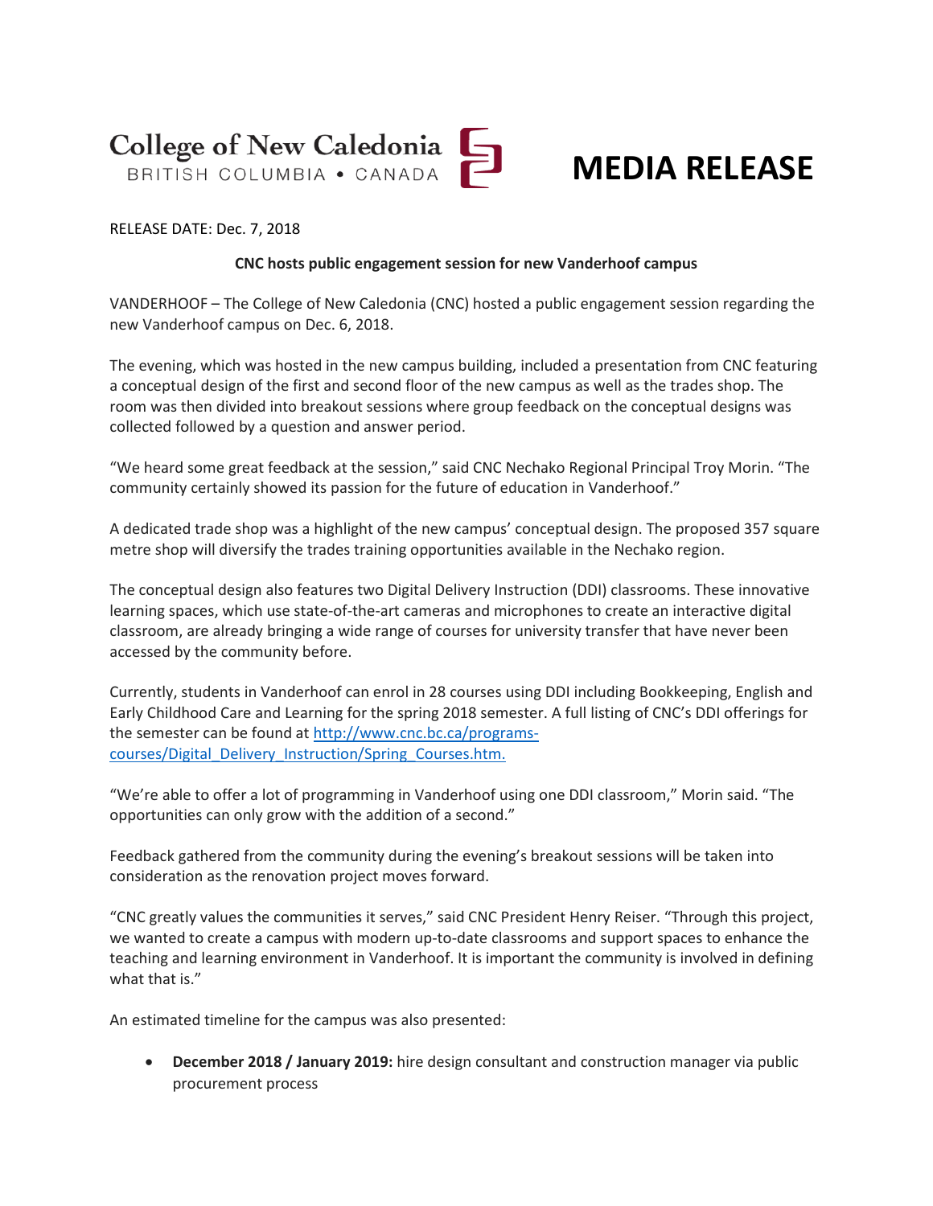College of New Caledonia
BRITISH COLUMBIA • CANADA

# MEDIA RELEASE

RELEASE DATE: Dec. 7, 2018

**CNC hosts public engagement session for new Vanderhoof campus**

VANDERHOOF – The College of New Caledonia (CNC) hosted a public engagement session regarding the new Vanderhoof campus on Dec. 6, 2018.

The evening, which was hosted in the new campus building, included a presentation from CNC featuring a conceptual design of the first and second floor of the new campus as well as the trades shop. The room was then divided into breakout sessions where group feedback on the conceptual designs was collected followed by a question and answer period.

"We heard some great feedback at the session," said CNC Nechako Regional Principal Troy Morin. "The community certainly showed its passion for the future of education in Vanderhoof."

A dedicated trade shop was a highlight of the new campus' conceptual design. The proposed 357 square metre shop will diversify the trades training opportunities available in the Nechako region.

The conceptual design also features two Digital Delivery Instruction (DDI) classrooms. These innovative learning spaces, which use state-of-the-art cameras and microphones to create an interactive digital classroom, are already bringing a wide range of courses for university transfer that have never been accessed by the community before.

Currently, students in Vanderhoof can enrol in 28 courses using DDI including Bookkeeping, English and Early Childhood Care and Learning for the spring 2018 semester. A full listing of CNC's DDI offerings for the semester can be found at [http://www.cnc.bc.ca/programs-courses/Digital_Delivery_Instruction/Spring_Courses.htm.](http://www.cnc.bc.ca/programs-courses/Digital_Delivery_Instruction/Spring_Courses.htm)

"We're able to offer a lot of programming in Vanderhoof using one DDI classroom," Morin said. "The opportunities can only grow with the addition of a second."

Feedback gathered from the community during the evening's breakout sessions will be taken into consideration as the renovation project moves forward.

"CNC greatly values the communities it serves," said CNC President Henry Reiser. "Through this project, we wanted to create a campus with modern up-to-date classrooms and support spaces to enhance the teaching and learning environment in Vanderhoof. It is important the community is involved in defining what that is."

An estimated timeline for the campus was also presented:

- **December 2018 / January 2019:** hire design consultant and construction manager via public procurement process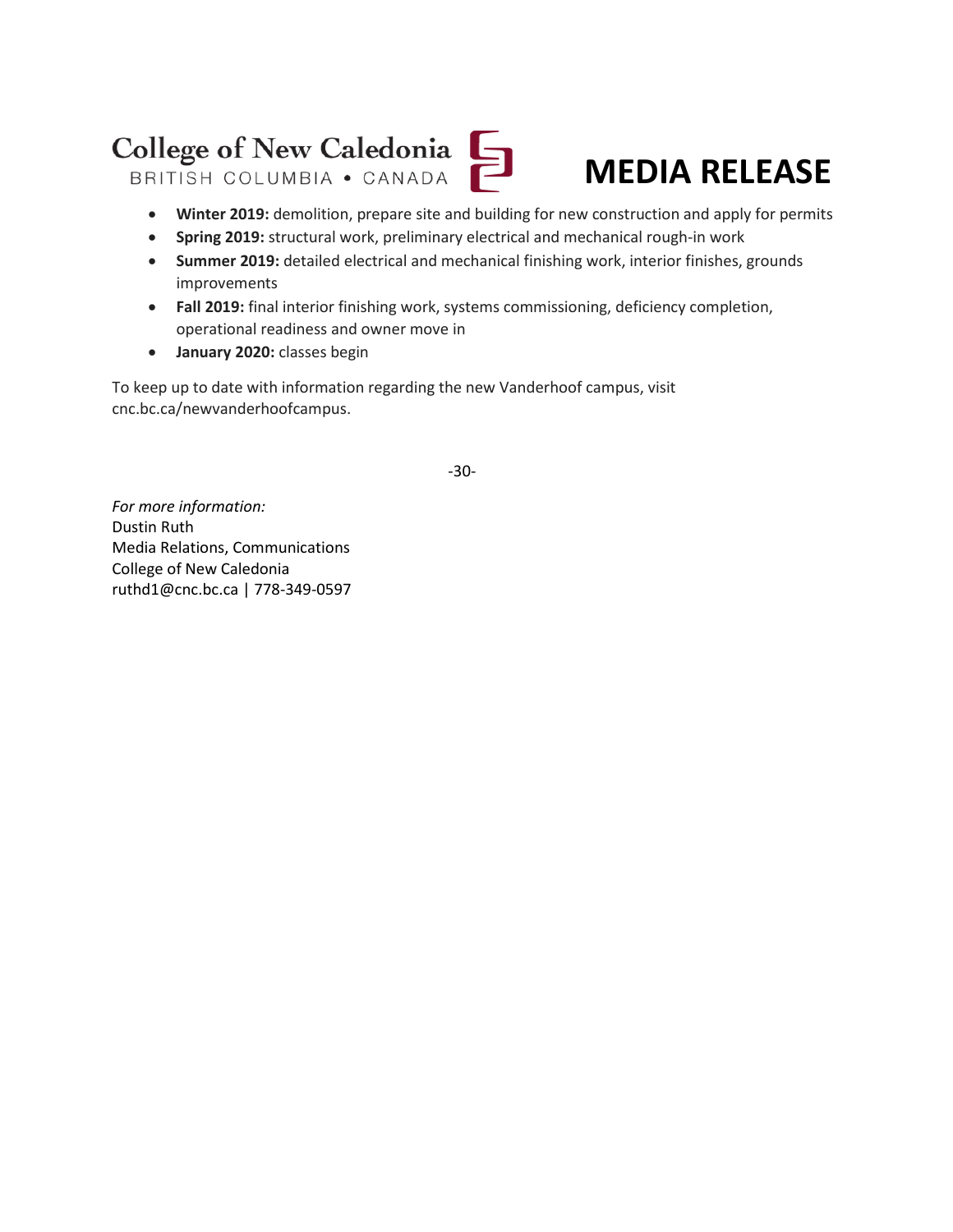- **Winter 2019:** demolition, prepare site and building for new construction and apply for permits
- **Spring 2019:** structural work, preliminary electrical and mechanical rough-in work
- **Summer 2019:** detailed electrical and mechanical finishing work, interior finishes, grounds improvements
- **Fall 2019:** final interior finishing work, systems commissioning, deficiency completion, operational readiness and owner move in
- **January 2020:** classes begin

To keep up to date with information regarding the new Vanderhoof campus, visit cnc.bc.ca/newvanderhoofcampus.

-30-

*For more information:*
Dustin Ruth
Media Relations, Communications
College of New Caledonia
ruthd1@cnc.bc.ca | 778-349-0597